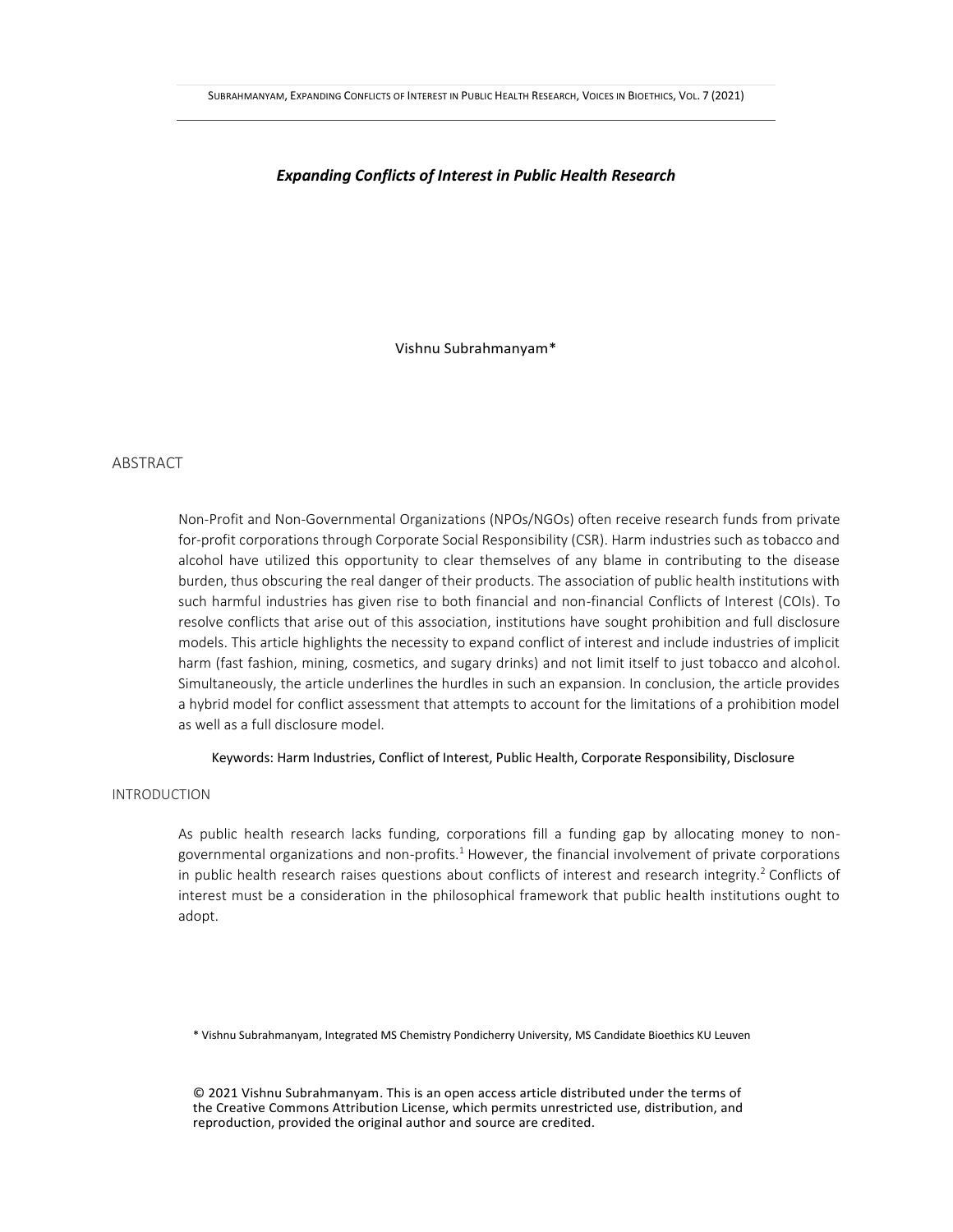# *Expanding Conflicts of Interest in Public Health Research*

Vishnu Subrahmanyam*

## ABSTRACT

Non-Profit and Non-Governmental Organizations (NPOs/NGOs) often receive research funds from private for-profit corporations through Corporate Social Responsibility (CSR). Harm industries such as tobacco and alcohol have utilized this opportunity to clear themselves of any blame in contributing to the disease burden, thus obscuring the real danger of their products. The association of public health institutions with such harmful industries has given rise to both financial and non-financial Conflicts of Interest (COIs). To resolve conflicts that arise out of this association, institutions have sought prohibition and full disclosure models. This article highlights the necessity to expand conflict of interest and include industries of implicit harm (fast fashion, mining, cosmetics, and sugary drinks) and not limit itself to just tobacco and alcohol. Simultaneously, the article underlines the hurdles in such an expansion. In conclusion, the article provides a hybrid model for conflict assessment that attempts to account for the limitations of a prohibition model as well as a full disclosure model.

Keywords: Harm Industries, Conflict of Interest, Public Health, Corporate Responsibility, Disclosure

## INTRODUCTION

As public health research lacks funding, corporations fill a funding gap by allocating money to non-governmental organizations and non-profits.[1] However, the financial involvement of private corporations in public health research raises questions about conflicts of interest and research integrity.[2] Conflicts of interest must be a consideration in the philosophical framework that public health institutions ought to adopt.

\* Vishnu Subrahmanyam, Integrated MS Chemistry Pondicherry University, MS Candidate Bioethics KU Leuven

© 2021 Vishnu Subrahmanyam. This is an open access article distributed under the terms of the Creative Commons Attribution License, which permits unrestricted use, distribution, and reproduction, provided the original author and source are credited.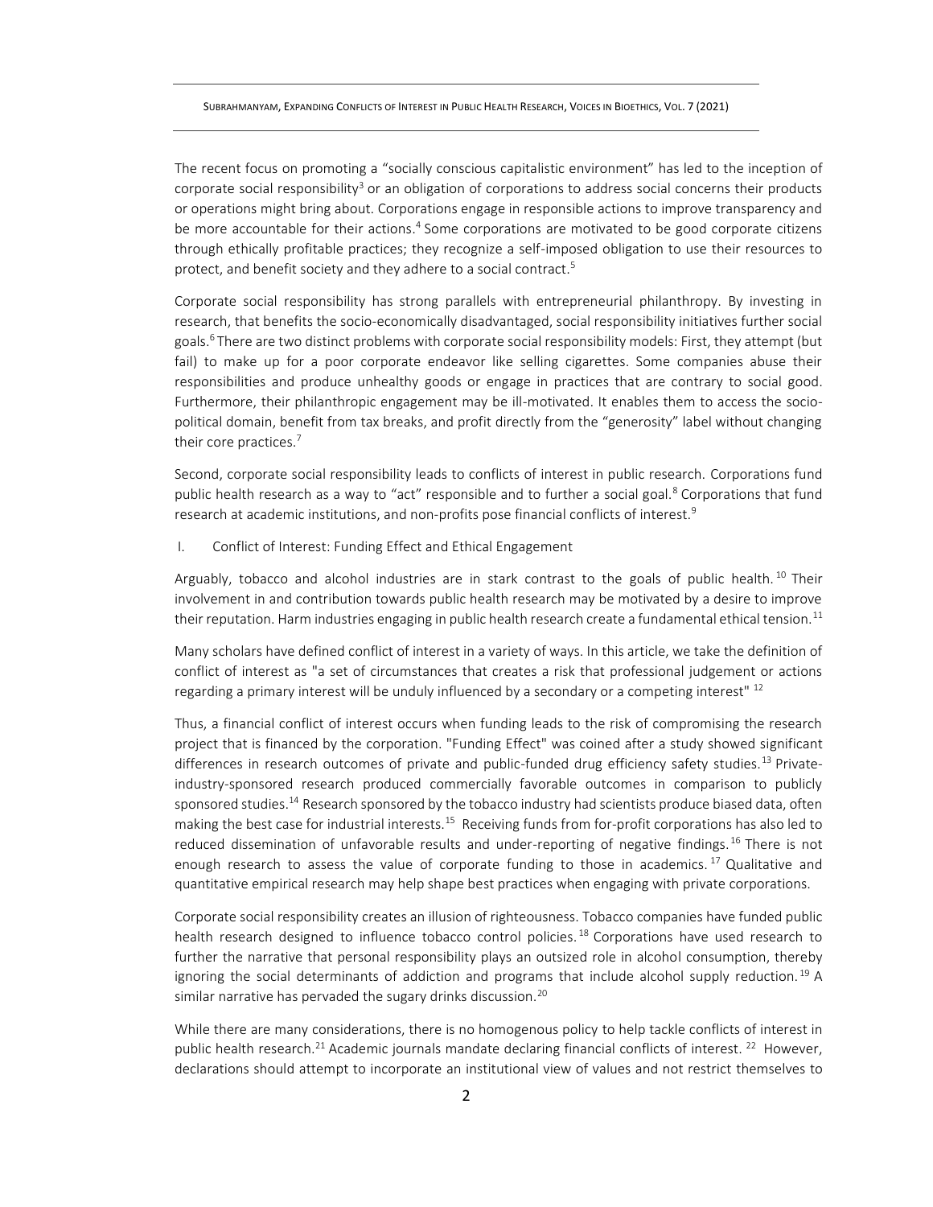The recent focus on promoting a "socially conscious capitalistic environment" has led to the inception of corporate social responsibility[3] or an obligation of corporations to address social concerns their products or operations might bring about. Corporations engage in responsible actions to improve transparency and be more accountable for their actions.[4] Some corporations are motivated to be good corporate citizens through ethically profitable practices; they recognize a self-imposed obligation to use their resources to protect, and benefit society and they adhere to a social contract.[5]

Corporate social responsibility has strong parallels with entrepreneurial philanthropy. By investing in research, that benefits the socio-economically disadvantaged, social responsibility initiatives further social goals.[6] There are two distinct problems with corporate social responsibility models: First, they attempt (but fail) to make up for a poor corporate endeavor like selling cigarettes. Some companies abuse their responsibilities and produce unhealthy goods or engage in practices that are contrary to social good. Furthermore, their philanthropic engagement may be ill-motivated. It enables them to access the socio-political domain, benefit from tax breaks, and profit directly from the "generosity" label without changing their core practices.[7]

Second, corporate social responsibility leads to conflicts of interest in public research. Corporations fund public health research as a way to "act" responsible and to further a social goal.[8] Corporations that fund research at academic institutions, and non-profits pose financial conflicts of interest.[9]

## I. Conflict of Interest: Funding Effect and Ethical Engagement

Arguably, tobacco and alcohol industries are in stark contrast to the goals of public health.[10] Their involvement in and contribution towards public health research may be motivated by a desire to improve their reputation. Harm industries engaging in public health research create a fundamental ethical tension.[11]

Many scholars have defined conflict of interest in a variety of ways. In this article, we take the definition of conflict of interest as "a set of circumstances that creates a risk that professional judgement or actions regarding a primary interest will be unduly influenced by a secondary or a competing interest" [12]

Thus, a financial conflict of interest occurs when funding leads to the risk of compromising the research project that is financed by the corporation. "Funding Effect" was coined after a study showed significant differences in research outcomes of private and public-funded drug efficiency safety studies.[13] Private-industry-sponsored research produced commercially favorable outcomes in comparison to publicly sponsored studies.[14] Research sponsored by the tobacco industry had scientists produce biased data, often making the best case for industrial interests.[15] Receiving funds from for-profit corporations has also led to reduced dissemination of unfavorable results and under-reporting of negative findings.[16] There is not enough research to assess the value of corporate funding to those in academics.[17] Qualitative and quantitative empirical research may help shape best practices when engaging with private corporations.

Corporate social responsibility creates an illusion of righteousness. Tobacco companies have funded public health research designed to influence tobacco control policies.[18] Corporations have used research to further the narrative that personal responsibility plays an outsized role in alcohol consumption, thereby ignoring the social determinants of addiction and programs that include alcohol supply reduction.[19] A similar narrative has pervaded the sugary drinks discussion.[20]

While there are many considerations, there is no homogenous policy to help tackle conflicts of interest in public health research.[21] Academic journals mandate declaring financial conflicts of interest.[22] However, declarations should attempt to incorporate an institutional view of values and not restrict themselves to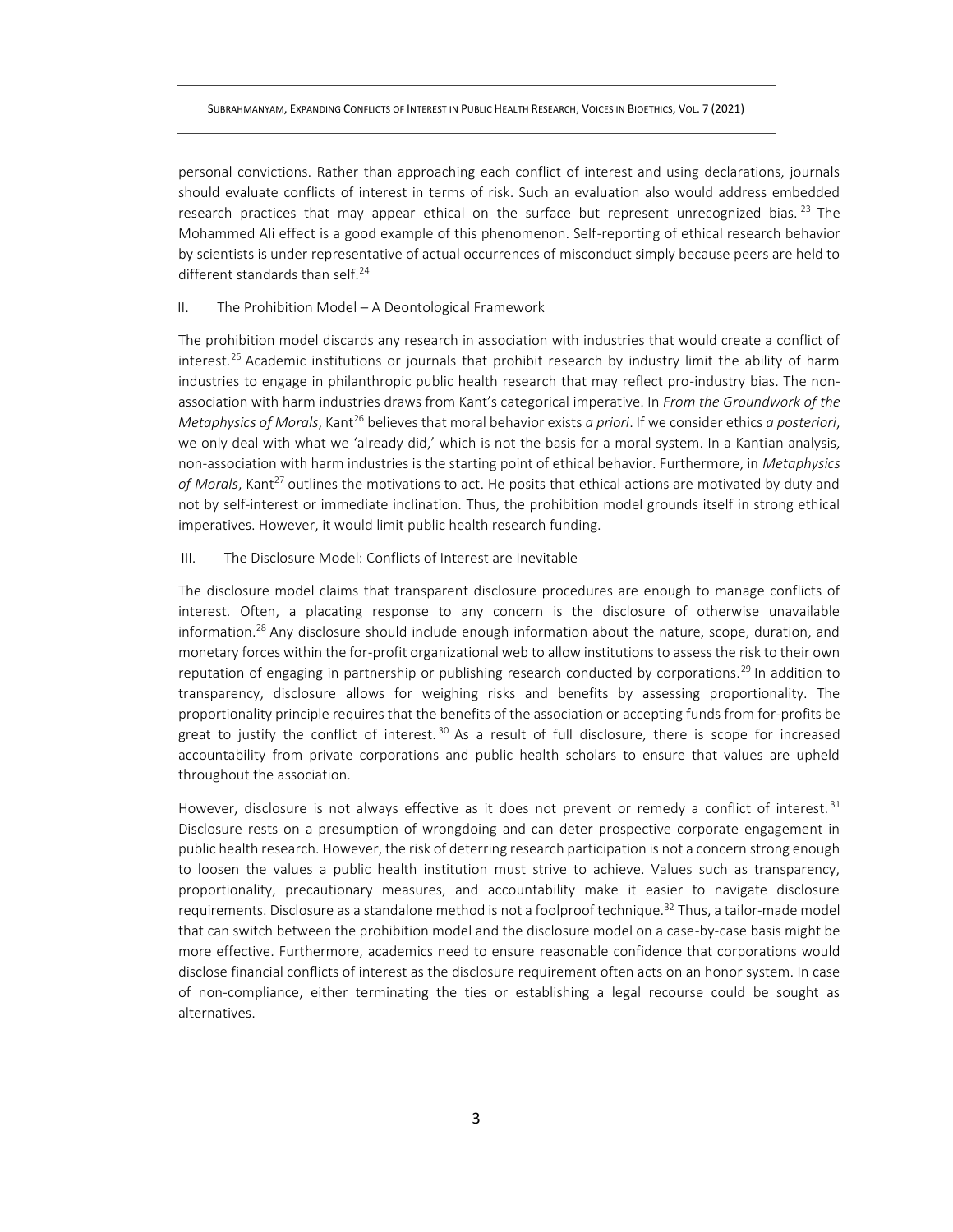personal convictions. Rather than approaching each conflict of interest and using declarations, journals should evaluate conflicts of interest in terms of risk. Such an evaluation also would address embedded research practices that may appear ethical on the surface but represent unrecognized bias.[23] The Mohammed Ali effect is a good example of this phenomenon. Self-reporting of ethical research behavior by scientists is under representative of actual occurrences of misconduct simply because peers are held to different standards than self.[24]

## II. The Prohibition Model – A Deontological Framework

The prohibition model discards any research in association with industries that would create a conflict of interest.[25] Academic institutions or journals that prohibit research by industry limit the ability of harm industries to engage in philanthropic public health research that may reflect pro-industry bias. The non-association with harm industries draws from Kant's categorical imperative. In *From the Groundwork of the Metaphysics of Morals*, Kant[26] believes that moral behavior exists *a priori*. If we consider ethics *a posteriori*, we only deal with what we 'already did,' which is not the basis for a moral system. In a Kantian analysis, non-association with harm industries is the starting point of ethical behavior. Furthermore, in *Metaphysics of Morals*, Kant[27] outlines the motivations to act. He posits that ethical actions are motivated by duty and not by self-interest or immediate inclination. Thus, the prohibition model grounds itself in strong ethical imperatives. However, it would limit public health research funding.

## III. The Disclosure Model: Conflicts of Interest are Inevitable

The disclosure model claims that transparent disclosure procedures are enough to manage conflicts of interest. Often, a placating response to any concern is the disclosure of otherwise unavailable information.[28] Any disclosure should include enough information about the nature, scope, duration, and monetary forces within the for-profit organizational web to allow institutions to assess the risk to their own reputation of engaging in partnership or publishing research conducted by corporations.[29] In addition to transparency, disclosure allows for weighing risks and benefits by assessing proportionality. The proportionality principle requires that the benefits of the association or accepting funds from for-profits be great to justify the conflict of interest.[30] As a result of full disclosure, there is scope for increased accountability from private corporations and public health scholars to ensure that values are upheld throughout the association.

However, disclosure is not always effective as it does not prevent or remedy a conflict of interest.[31] Disclosure rests on a presumption of wrongdoing and can deter prospective corporate engagement in public health research. However, the risk of deterring research participation is not a concern strong enough to loosen the values a public health institution must strive to achieve. Values such as transparency, proportionality, precautionary measures, and accountability make it easier to navigate disclosure requirements. Disclosure as a standalone method is not a foolproof technique.[32] Thus, a tailor-made model that can switch between the prohibition model and the disclosure model on a case-by-case basis might be more effective. Furthermore, academics need to ensure reasonable confidence that corporations would disclose financial conflicts of interest as the disclosure requirement often acts on an honor system. In case of non-compliance, either terminating the ties or establishing a legal recourse could be sought as alternatives.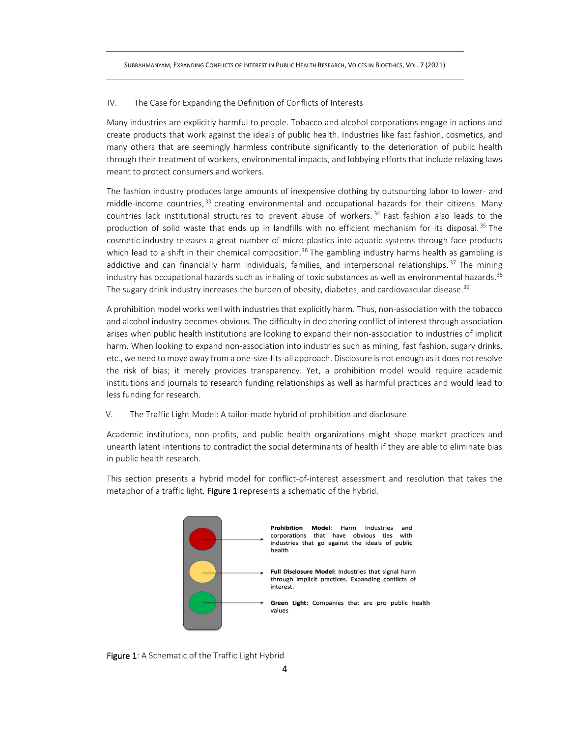## IV. The Case for Expanding the Definition of Conflicts of Interests

Many industries are explicitly harmful to people. Tobacco and alcohol corporations engage in actions and create products that work against the ideals of public health. Industries like fast fashion, cosmetics, and many others that are seemingly harmless contribute significantly to the deterioration of public health through their treatment of workers, environmental impacts, and lobbying efforts that include relaxing laws meant to protect consumers and workers.

The fashion industry produces large amounts of inexpensive clothing by outsourcing labor to lower- and middle-income countries,[33] creating environmental and occupational hazards for their citizens. Many countries lack institutional structures to prevent abuse of workers.[34] Fast fashion also leads to the production of solid waste that ends up in landfills with no efficient mechanism for its disposal.[35] The cosmetic industry releases a great number of micro-plastics into aquatic systems through face products which lead to a shift in their chemical composition.[36] The gambling industry harms health as gambling is addictive and can financially harm individuals, families, and interpersonal relationships.[37] The mining industry has occupational hazards such as inhaling of toxic substances as well as environmental hazards.[38] The sugary drink industry increases the burden of obesity, diabetes, and cardiovascular disease.[39]

A prohibition model works well with industries that explicitly harm. Thus, non-association with the tobacco and alcohol industry becomes obvious. The difficulty in deciphering conflict of interest through association arises when public health institutions are looking to expand their non-association to industries of implicit harm. When looking to expand non-association into industries such as mining, fast fashion, sugary drinks, etc., we need to move away from a one-size-fits-all approach. Disclosure is not enough as it does not resolve the risk of bias; it merely provides transparency. Yet, a prohibition model would require academic institutions and journals to research funding relationships as well as harmful practices and would lead to less funding for research.

## V. The Traffic Light Model: A tailor-made hybrid of prohibition and disclosure

Academic institutions, non-profits, and public health organizations might shape market practices and unearth latent intentions to contradict the social determinants of health if they are able to eliminate bias in public health research.

This section presents a hybrid model for conflict-of-interest assessment and resolution that takes the metaphor of a traffic light. **Figure 1** represents a schematic of the hybrid.

**Prohibition Model:** Harm Industries and corporations that have obvious ties with industries that go against the ideals of public health

**Full Disclosure Model:** Industries that signal harm through implicit practices. Expanding conflicts of interest.

**Green Light:** Companies that are pro public health values

**Figure 1**: A Schematic of the Traffic Light Hybrid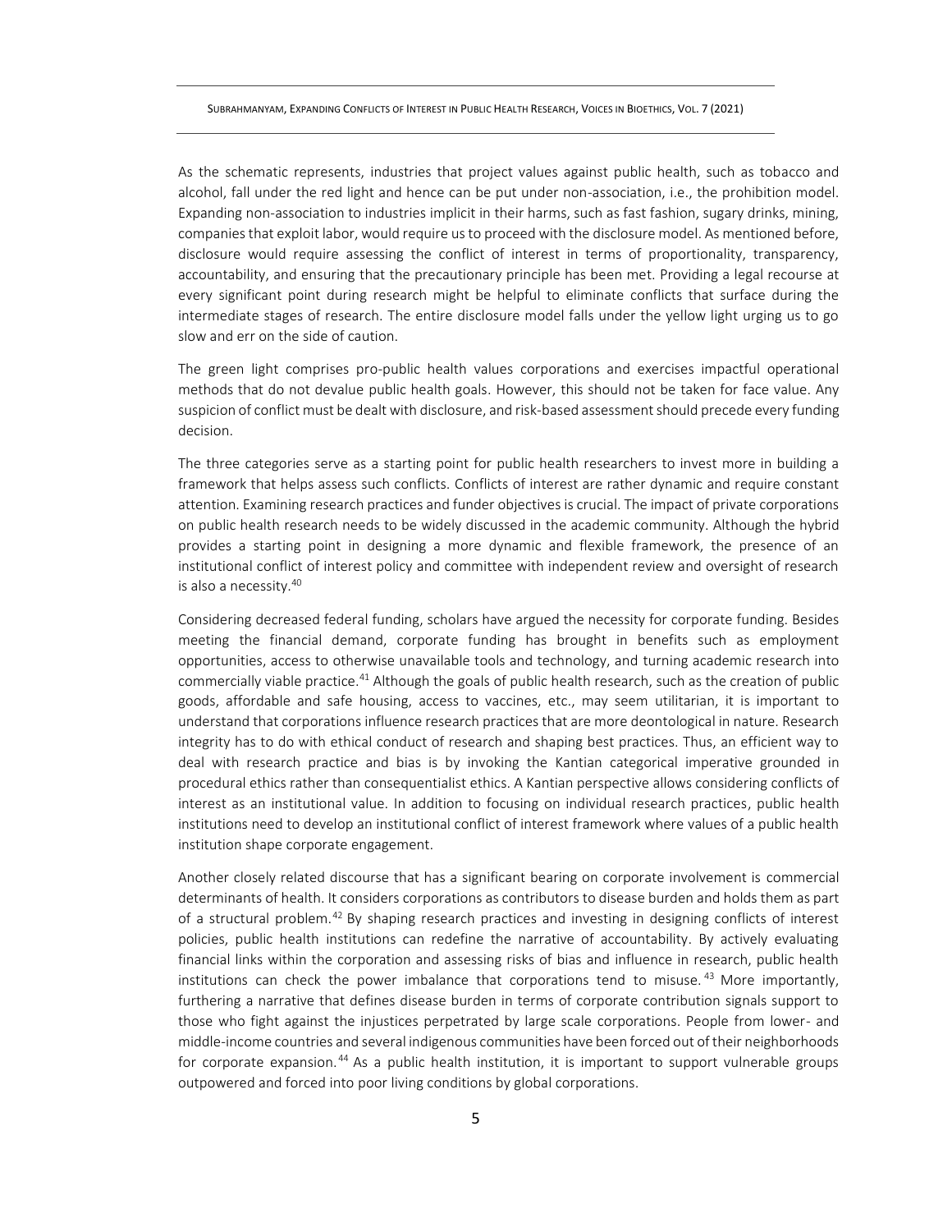As the schematic represents, industries that project values against public health, such as tobacco and alcohol, fall under the red light and hence can be put under non-association, i.e., the prohibition model. Expanding non-association to industries implicit in their harms, such as fast fashion, sugary drinks, mining, companies that exploit labor, would require us to proceed with the disclosure model. As mentioned before, disclosure would require assessing the conflict of interest in terms of proportionality, transparency, accountability, and ensuring that the precautionary principle has been met. Providing a legal recourse at every significant point during research might be helpful to eliminate conflicts that surface during the intermediate stages of research. The entire disclosure model falls under the yellow light urging us to go slow and err on the side of caution.

The green light comprises pro-public health values corporations and exercises impactful operational methods that do not devalue public health goals. However, this should not be taken for face value. Any suspicion of conflict must be dealt with disclosure, and risk-based assessment should precede every funding decision.

The three categories serve as a starting point for public health researchers to invest more in building a framework that helps assess such conflicts. Conflicts of interest are rather dynamic and require constant attention. Examining research practices and funder objectives is crucial. The impact of private corporations on public health research needs to be widely discussed in the academic community. Although the hybrid provides a starting point in designing a more dynamic and flexible framework, the presence of an institutional conflict of interest policy and committee with independent review and oversight of research is also a necessity.[40]

Considering decreased federal funding, scholars have argued the necessity for corporate funding. Besides meeting the financial demand, corporate funding has brought in benefits such as employment opportunities, access to otherwise unavailable tools and technology, and turning academic research into commercially viable practice.[41] Although the goals of public health research, such as the creation of public goods, affordable and safe housing, access to vaccines, etc., may seem utilitarian, it is important to understand that corporations influence research practices that are more deontological in nature. Research integrity has to do with ethical conduct of research and shaping best practices. Thus, an efficient way to deal with research practice and bias is by invoking the Kantian categorical imperative grounded in procedural ethics rather than consequentialist ethics. A Kantian perspective allows considering conflicts of interest as an institutional value. In addition to focusing on individual research practices, public health institutions need to develop an institutional conflict of interest framework where values of a public health institution shape corporate engagement.

Another closely related discourse that has a significant bearing on corporate involvement is commercial determinants of health. It considers corporations as contributors to disease burden and holds them as part of a structural problem.[42] By shaping research practices and investing in designing conflicts of interest policies, public health institutions can redefine the narrative of accountability. By actively evaluating financial links within the corporation and assessing risks of bias and influence in research, public health institutions can check the power imbalance that corporations tend to misuse.[43] More importantly, furthering a narrative that defines disease burden in terms of corporate contribution signals support to those who fight against the injustices perpetrated by large scale corporations. People from lower- and middle-income countries and several indigenous communities have been forced out of their neighborhoods for corporate expansion.[44] As a public health institution, it is important to support vulnerable groups outpowered and forced into poor living conditions by global corporations.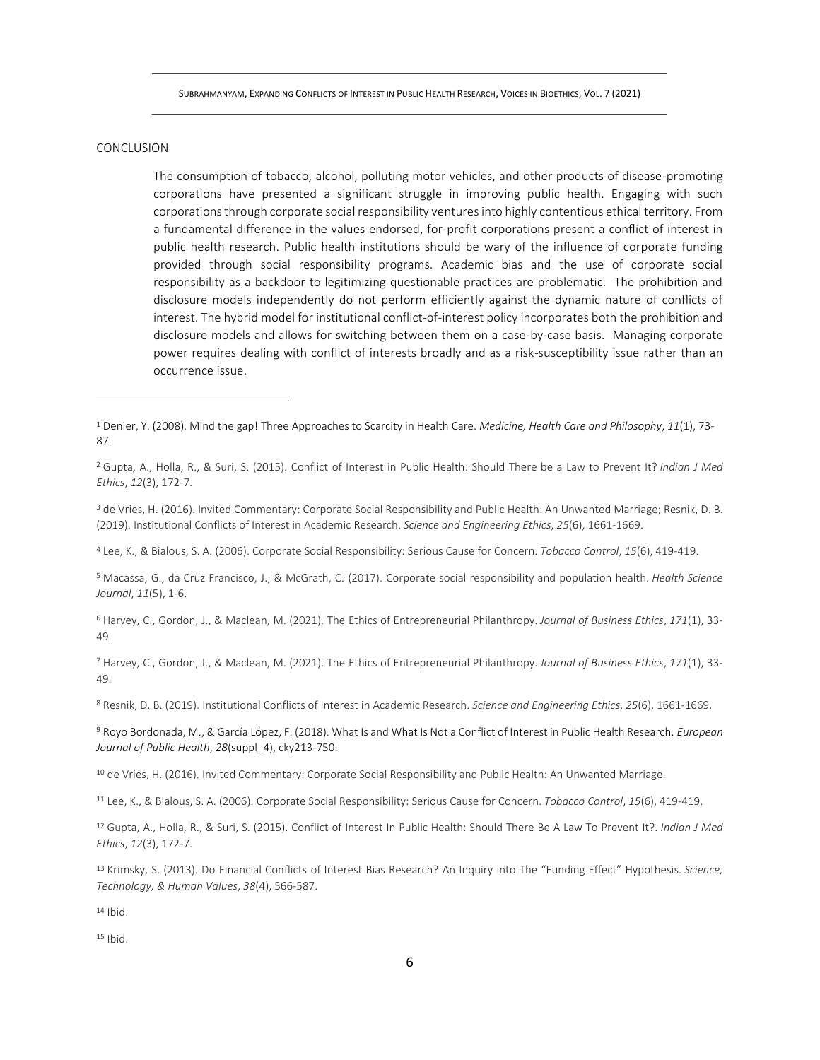## CONCLUSION

The consumption of tobacco, alcohol, polluting motor vehicles, and other products of disease-promoting corporations have presented a significant struggle in improving public health. Engaging with such corporations through corporate social responsibility ventures into highly contentious ethical territory. From a fundamental difference in the values endorsed, for-profit corporations present a conflict of interest in public health research. Public health institutions should be wary of the influence of corporate funding provided through social responsibility programs. Academic bias and the use of corporate social responsibility as a backdoor to legitimizing questionable practices are problematic. The prohibition and disclosure models independently do not perform efficiently against the dynamic nature of conflicts of interest. The hybrid model for institutional conflict-of-interest policy incorporates both the prohibition and disclosure models and allows for switching between them on a case-by-case basis. Managing corporate power requires dealing with conflict of interests broadly and as a risk-susceptibility issue rather than an occurrence issue.

---

[1] Denier, Y. (2008). Mind the gap! Three Approaches to Scarcity in Health Care. *Medicine, Health Care and Philosophy*, *11*(1), 73-87.

[2] Gupta, A., Holla, R., & Suri, S. (2015). Conflict of Interest in Public Health: Should There be a Law to Prevent It? *Indian J Med Ethics*, *12*(3), 172-7.

[3] de Vries, H. (2016). Invited Commentary: Corporate Social Responsibility and Public Health: An Unwanted Marriage; Resnik, D. B. (2019). Institutional Conflicts of Interest in Academic Research. *Science and Engineering Ethics*, *25*(6), 1661-1669.

[4] Lee, K., & Bialous, S. A. (2006). Corporate Social Responsibility: Serious Cause for Concern. *Tobacco Control*, *15*(6), 419-419.

[5] Macassa, G., da Cruz Francisco, J., & McGrath, C. (2017). Corporate social responsibility and population health. *Health Science Journal*, *11*(5), 1-6.

[6] Harvey, C., Gordon, J., & Maclean, M. (2021). The Ethics of Entrepreneurial Philanthropy. *Journal of Business Ethics*, *171*(1), 33-49.

[7] Harvey, C., Gordon, J., & Maclean, M. (2021). The Ethics of Entrepreneurial Philanthropy. *Journal of Business Ethics*, *171*(1), 33-49.

[8] Resnik, D. B. (2019). Institutional Conflicts of Interest in Academic Research. *Science and Engineering Ethics*, *25*(6), 1661-1669.

[9] Royo Bordonada, M., & García López, F. (2018). What Is and What Is Not a Conflict of Interest in Public Health Research. *European Journal of Public Health*, *28*(suppl_4), cky213-750.

[10] de Vries, H. (2016). Invited Commentary: Corporate Social Responsibility and Public Health: An Unwanted Marriage.

[11] Lee, K., & Bialous, S. A. (2006). Corporate Social Responsibility: Serious Cause for Concern. *Tobacco Control*, *15*(6), 419-419.

[12] Gupta, A., Holla, R., & Suri, S. (2015). Conflict of Interest In Public Health: Should There Be A Law To Prevent It?. *Indian J Med Ethics*, *12*(3), 172-7.

[13] Krimsky, S. (2013). Do Financial Conflicts of Interest Bias Research? An Inquiry into The "Funding Effect" Hypothesis. *Science, Technology, & Human Values*, *38*(4), 566-587.

[14] Ibid.

[15] Ibid.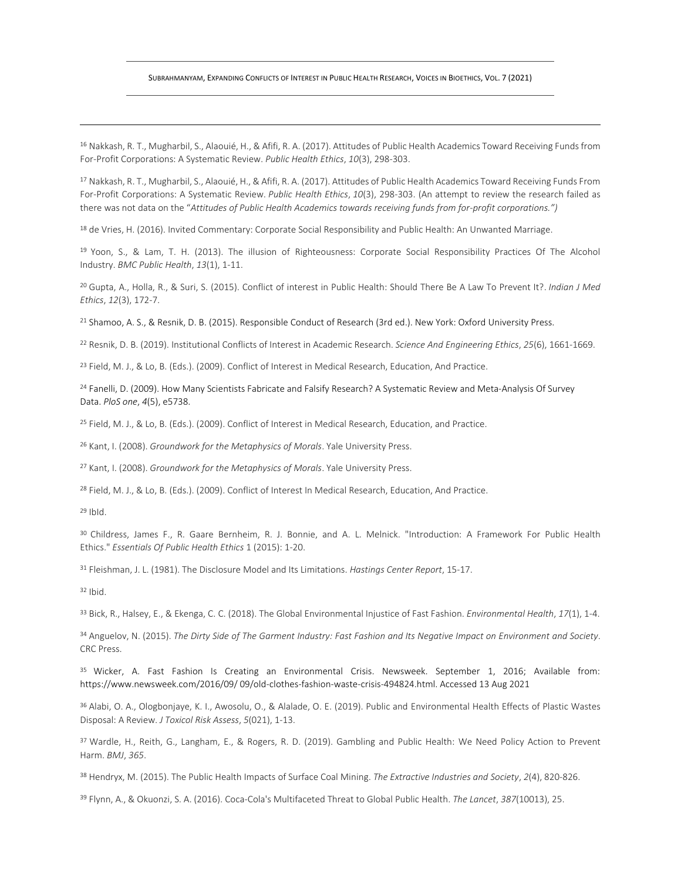[16] Nakkash, R. T., Mugharbil, S., Alaouié, H., & Afifi, R. A. (2017). Attitudes of Public Health Academics Toward Receiving Funds from For-Profit Corporations: A Systematic Review. *Public Health Ethics*, *10*(3), 298-303.

[17] Nakkash, R. T., Mugharbil, S., Alaouié, H., & Afifi, R. A. (2017). Attitudes of Public Health Academics Toward Receiving Funds From For-Profit Corporations: A Systematic Review. *Public Health Ethics*, *10*(3), 298-303. (An attempt to review the research failed as there was not data on the "*Attitudes of Public Health Academics towards receiving funds from for-profit corporations.")*

[18] de Vries, H. (2016). Invited Commentary: Corporate Social Responsibility and Public Health: An Unwanted Marriage.

[19] Yoon, S., & Lam, T. H. (2013). The illusion of Righteousness: Corporate Social Responsibility Practices Of The Alcohol Industry. *BMC Public Health*, *13*(1), 1-11.

[20] Gupta, A., Holla, R., & Suri, S. (2015). Conflict of interest in Public Health: Should There Be A Law To Prevent It?. *Indian J Med Ethics*, *12*(3), 172-7.

[21] Shamoo, A. S., & Resnik, D. B. (2015). Responsible Conduct of Research (3rd ed.). New York: Oxford University Press.

[22] Resnik, D. B. (2019). Institutional Conflicts of Interest in Academic Research. *Science And Engineering Ethics*, *25*(6), 1661-1669.

[23] Field, M. J., & Lo, B. (Eds.). (2009). Conflict of Interest in Medical Research, Education, And Practice.

[24] Fanelli, D. (2009). How Many Scientists Fabricate and Falsify Research? A Systematic Review and Meta-Analysis Of Survey Data. *PloS one*, *4*(5), e5738.

[25] Field, M. J., & Lo, B. (Eds.). (2009). Conflict of Interest in Medical Research, Education, and Practice.

[26] Kant, I. (2008). *Groundwork for the Metaphysics of Morals*. Yale University Press.

[27] Kant, I. (2008). *Groundwork for the Metaphysics of Morals*. Yale University Press.

[28] Field, M. J., & Lo, B. (Eds.). (2009). Conflict of Interest In Medical Research, Education, And Practice.

[29] IbId.

[30] Childress, James F., R. Gaare Bernheim, R. J. Bonnie, and A. L. Melnick. "Introduction: A Framework For Public Health Ethics." *Essentials Of Public Health Ethics* 1 (2015): 1-20.

[31] Fleishman, J. L. (1981). The Disclosure Model and Its Limitations. *Hastings Center Report*, 15-17.

[32] Ibid.

[33] Bick, R., Halsey, E., & Ekenga, C. C. (2018). The Global Environmental Injustice of Fast Fashion. *Environmental Health*, *17*(1), 1-4.

[34] Anguelov, N. (2015). *The Dirty Side of The Garment Industry: Fast Fashion and Its Negative Impact on Environment and Society*. CRC Press.

[35] Wicker, A. Fast Fashion Is Creating an Environmental Crisis. Newsweek. September 1, 2016; Available from: https://www.newsweek.com/2016/09/ 09/old-clothes-fashion-waste-crisis-494824.html. Accessed 13 Aug 2021

[36] Alabi, O. A., Ologbonjaye, K. I., Awosolu, O., & Alalade, O. E. (2019). Public and Environmental Health Effects of Plastic Wastes Disposal: A Review. *J Toxicol Risk Assess*, *5*(021), 1-13.

[37] Wardle, H., Reith, G., Langham, E., & Rogers, R. D. (2019). Gambling and Public Health: We Need Policy Action to Prevent Harm. *BMJ*, *365*.

[38] Hendryx, M. (2015). The Public Health Impacts of Surface Coal Mining. *The Extractive Industries and Society*, *2*(4), 820-826.

[39] Flynn, A., & Okuonzi, S. A. (2016). Coca-Cola's Multifaceted Threat to Global Public Health. *The Lancet*, *387*(10013), 25.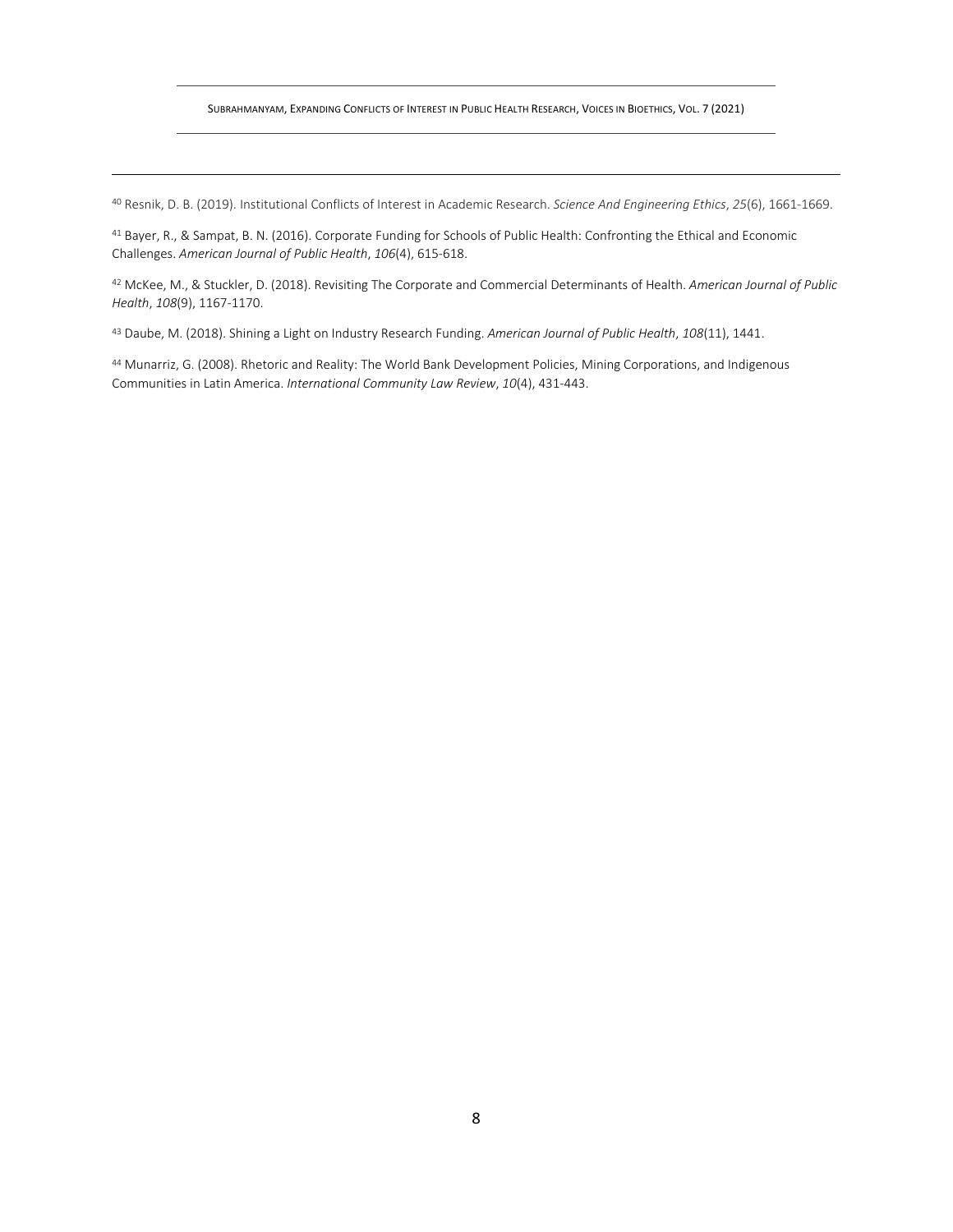[40] Resnik, D. B. (2019). Institutional Conflicts of Interest in Academic Research. *Science And Engineering Ethics*, *25*(6), 1661-1669.

[41] Bayer, R., & Sampat, B. N. (2016). Corporate Funding for Schools of Public Health: Confronting the Ethical and Economic Challenges. *American Journal of Public Health*, *106*(4), 615-618.

[42] McKee, M., & Stuckler, D. (2018). Revisiting The Corporate and Commercial Determinants of Health. *American Journal of Public Health*, *108*(9), 1167-1170.

[43] Daube, M. (2018). Shining a Light on Industry Research Funding. *American Journal of Public Health*, *108*(11), 1441.

[44] Munarriz, G. (2008). Rhetoric and Reality: The World Bank Development Policies, Mining Corporations, and Indigenous Communities in Latin America. *International Community Law Review*, *10*(4), 431-443.